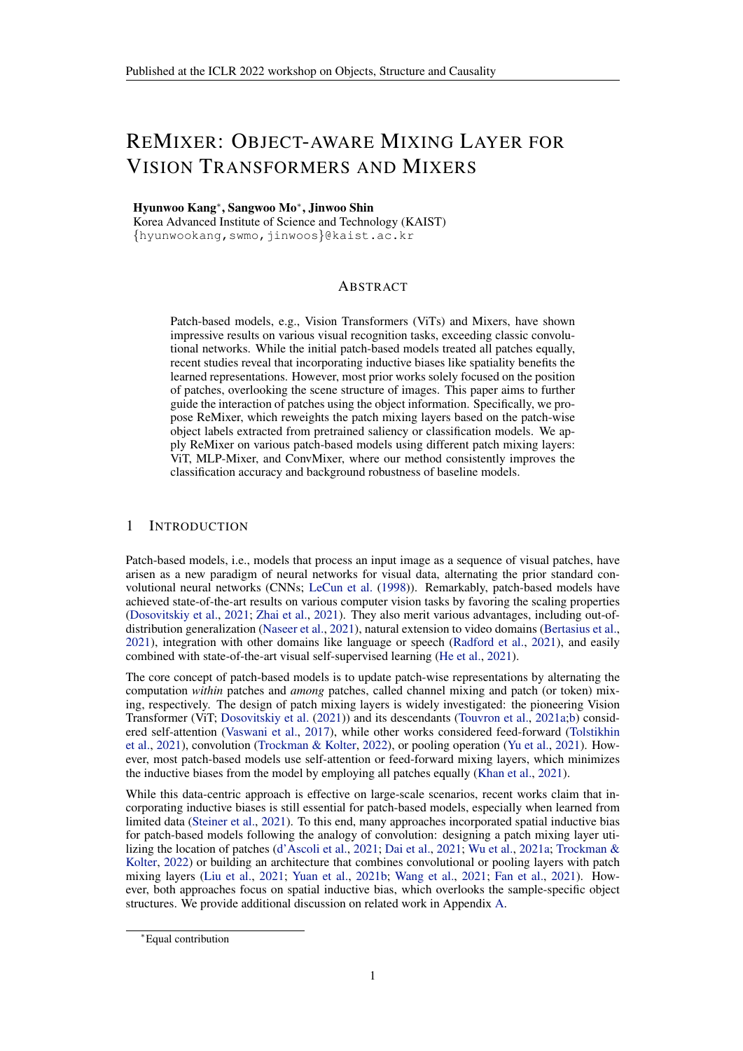# REMIXER: OBJECT-AWARE MIXING LAYER FOR VISION TRANSFORMERS AND MIXERS

**Hyunwoo Kang***, **Sangwoo Mo***, **Jinwoo Shin**
Korea Advanced Institute of Science and Technology (KAIST)
{hyunwookang,swmo,jinwoos}@kaist.ac.kr

## ABSTRACT

Patch-based models, e.g., Vision Transformers (ViTs) and Mixers, have shown impressive results on various visual recognition tasks, exceeding classic convolutional networks. While the initial patch-based models treated all patches equally, recent studies reveal that incorporating inductive biases like spatiality benefits the learned representations. However, most prior works solely focused on the position of patches, overlooking the scene structure of images. This paper aims to further guide the interaction of patches using the object information. Specifically, we propose ReMixer, which reweights the patch mixing layers based on the patch-wise object labels extracted from pretrained saliency or classification models. We apply ReMixer on various patch-based models using different patch mixing layers: ViT, MLP-Mixer, and ConvMixer, where our method consistently improves the classification accuracy and background robustness of baseline models.

## 1 INTRODUCTION

Patch-based models, i.e., models that process an input image as a sequence of visual patches, have arisen as a new paradigm of neural networks for visual data, alternating the prior standard convolutional neural networks (CNNs; LeCun et al. (1998)). Remarkably, patch-based models have achieved state-of-the-art results on various computer vision tasks by favoring the scaling properties (Dosovitskiy et al., 2021; Zhai et al., 2021). They also merit various advantages, including out-of-distribution generalization (Naseer et al., 2021), natural extension to video domains (Bertasius et al., 2021), integration with other domains like language or speech (Radford et al., 2021), and easily combined with state-of-the-art visual self-supervised learning (He et al., 2021).

The core concept of patch-based models is to update patch-wise representations by alternating the computation *within* patches and *among* patches, called channel mixing and patch (or token) mixing, respectively. The design of patch mixing layers is widely investigated: the pioneering Vision Transformer (ViT; Dosovitskiy et al. (2021)) and its descendants (Touvron et al., 2021a;b) considered self-attention (Vaswani et al., 2017), while other works considered feed-forward (Tolstikhin et al., 2021), convolution (Trockman & Kolter, 2022), or pooling operation (Yu et al., 2021). However, most patch-based models use self-attention or feed-forward mixing layers, which minimizes the inductive biases from the model by employing all patches equally (Khan et al., 2021).

While this data-centric approach is effective on large-scale scenarios, recent works claim that incorporating inductive biases is still essential for patch-based models, especially when learned from limited data (Steiner et al., 2021). To this end, many approaches incorporated spatial inductive bias for patch-based models following the analogy of convolution: designing a patch mixing layer utilizing the location of patches (d'Ascoli et al., 2021; Dai et al., 2021; Wu et al., 2021a; Trockman & Kolter, 2022) or building an architecture that combines convolutional or pooling layers with patch mixing layers (Liu et al., 2021; Yuan et al., 2021b; Wang et al., 2021; Fan et al., 2021). However, both approaches focus on spatial inductive bias, which overlooks the sample-specific object structures. We provide additional discussion on related work in Appendix A.

*Equal contribution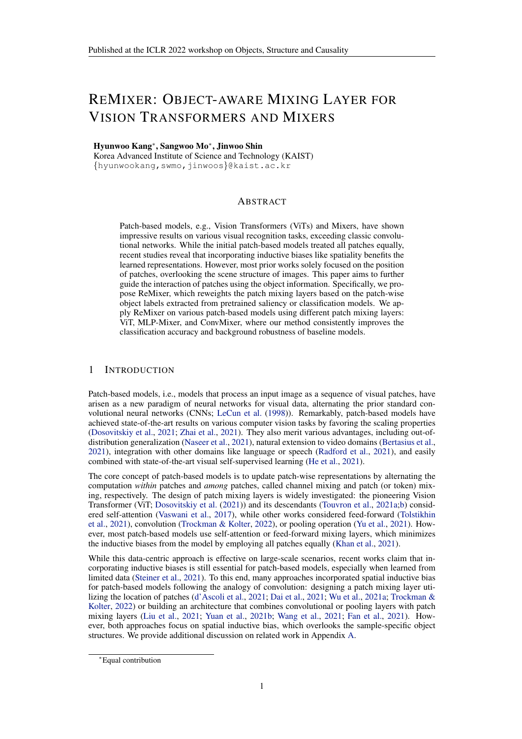# REMIXER: OBJECT-AWARE MIXING LAYER FOR VISION TRANSFORMERS AND MIXERS

**Hyunwoo Kang***, **Sangwoo Mo***, **Jinwoo Shin**
Korea Advanced Institute of Science and Technology (KAIST)
{hyunwookang,swmo,jinwoos}@kaist.ac.kr

## ABSTRACT

Patch-based models, e.g., Vision Transformers (ViTs) and Mixers, have shown impressive results on various visual recognition tasks, exceeding classic convolutional networks. While the initial patch-based models treated all patches equally, recent studies reveal that incorporating inductive biases like spatiality benefits the learned representations. However, most prior works solely focused on the position of patches, overlooking the scene structure of images. This paper aims to further guide the interaction of patches using the object information. Specifically, we propose ReMixer, which reweights the patch mixing layers based on the patch-wise object labels extracted from pretrained saliency or classification models. We apply ReMixer on various patch-based models using different patch mixing layers: ViT, MLP-Mixer, and ConvMixer, where our method consistently improves the classification accuracy and background robustness of baseline models.

## 1 INTRODUCTION

Patch-based models, i.e., models that process an input image as a sequence of visual patches, have arisen as a new paradigm of neural networks for visual data, alternating the prior standard convolutional neural networks (CNNs; LeCun et al. (1998)). Remarkably, patch-based models have achieved state-of-the-art results on various computer vision tasks by favoring the scaling properties (Dosovitskiy et al., 2021; Zhai et al., 2021). They also merit various advantages, including out-of-distribution generalization (Naseer et al., 2021), natural extension to video domains (Bertasius et al., 2021), integration with other domains like language or speech (Radford et al., 2021), and easily combined with state-of-the-art visual self-supervised learning (He et al., 2021).

The core concept of patch-based models is to update patch-wise representations by alternating the computation *within* patches and *among* patches, called channel mixing and patch (or token) mixing, respectively. The design of patch mixing layers is widely investigated: the pioneering Vision Transformer (ViT; Dosovitskiy et al. (2021)) and its descendants (Touvron et al., 2021a;b) considered self-attention (Vaswani et al., 2017), while other works considered feed-forward (Tolstikhin et al., 2021), convolution (Trockman & Kolter, 2022), or pooling operation (Yu et al., 2021). However, most patch-based models use self-attention or feed-forward mixing layers, which minimizes the inductive biases from the model by employing all patches equally (Khan et al., 2021).

While this data-centric approach is effective on large-scale scenarios, recent works claim that incorporating inductive biases is still essential for patch-based models, especially when learned from limited data (Steiner et al., 2021). To this end, many approaches incorporated spatial inductive bias for patch-based models following the analogy of convolution: designing a patch mixing layer utilizing the location of patches (d'Ascoli et al., 2021; Dai et al., 2021; Wu et al., 2021a; Trockman & Kolter, 2022) or building an architecture that combines convolutional or pooling layers with patch mixing layers (Liu et al., 2021; Yuan et al., 2021b; Wang et al., 2021; Fan et al., 2021). However, both approaches focus on spatial inductive bias, which overlooks the sample-specific object structures. We provide additional discussion on related work in Appendix A.

*Equal contribution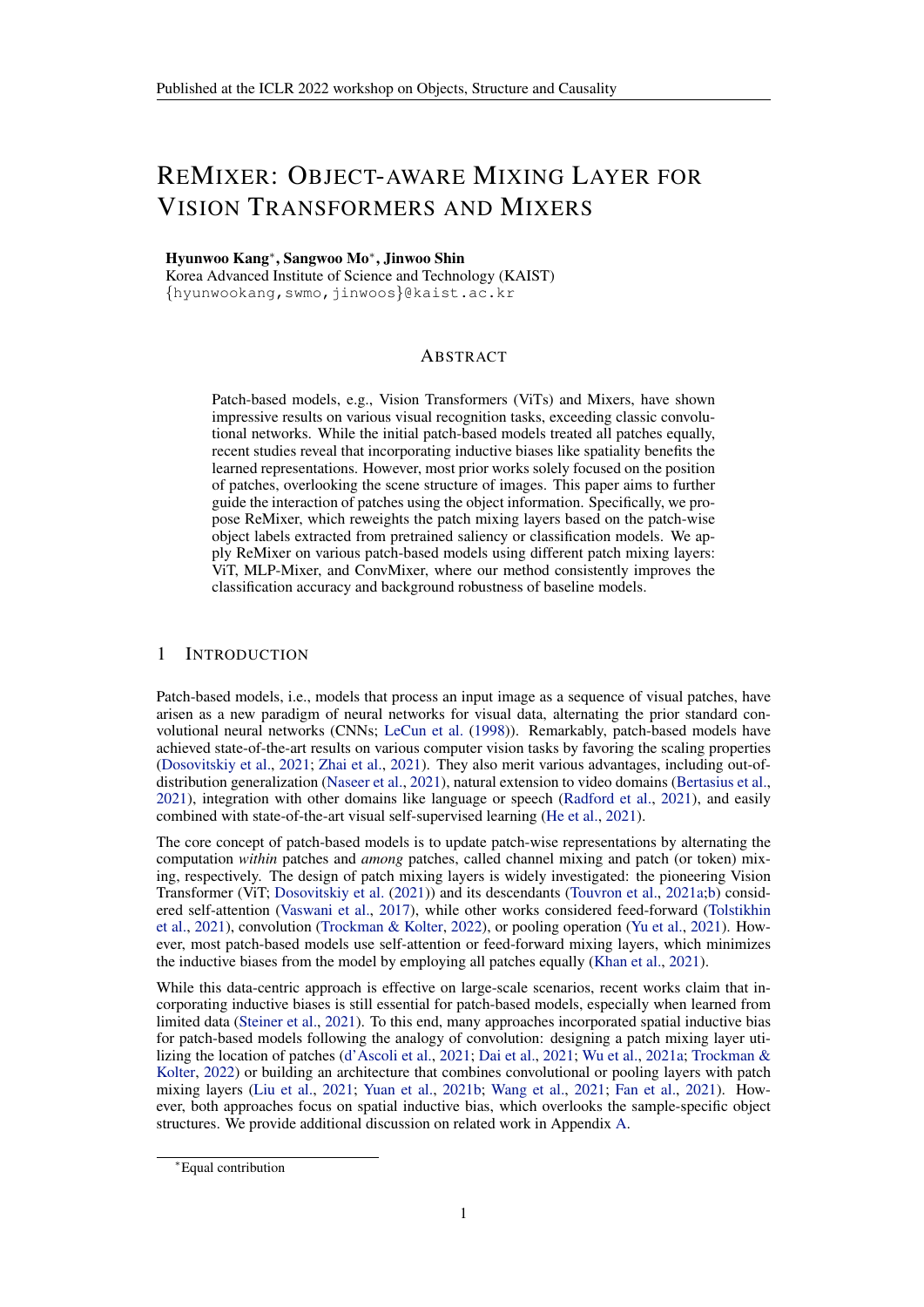# REMIXER: OBJECT-AWARE MIXING LAYER FOR VISION TRANSFORMERS AND MIXERS

**Hyunwoo Kang**[*], **Sangwoo Mo**[*], **Jinwoo Shin**
Korea Advanced Institute of Science and Technology (KAIST)
{hyunwookang,swmo,jinwoos}@kaist.ac.kr

## ABSTRACT

Patch-based models, e.g., Vision Transformers (ViTs) and Mixers, have shown impressive results on various visual recognition tasks, exceeding classic convolutional networks. While the initial patch-based models treated all patches equally, recent studies reveal that incorporating inductive biases like spatiality benefits the learned representations. However, most prior works solely focused on the position of patches, overlooking the scene structure of images. This paper aims to further guide the interaction of patches using the object information. Specifically, we propose ReMixer, which reweights the patch mixing layers based on the patch-wise object labels extracted from pretrained saliency or classification models. We apply ReMixer on various patch-based models using different patch mixing layers: ViT, MLP-Mixer, and ConvMixer, where our method consistently improves the classification accuracy and background robustness of baseline models.

## 1 INTRODUCTION

Patch-based models, i.e., models that process an input image as a sequence of visual patches, have arisen as a new paradigm of neural networks for visual data, alternating the prior standard convolutional neural networks (CNNs; LeCun et al. (1998)). Remarkably, patch-based models have achieved state-of-the-art results on various computer vision tasks by favoring the scaling properties (Dosovitskiy et al., 2021; Zhai et al., 2021). They also merit various advantages, including out-of-distribution generalization (Naseer et al., 2021), natural extension to video domains (Bertasius et al., 2021), integration with other domains like language or speech (Radford et al., 2021), and easily combined with state-of-the-art visual self-supervised learning (He et al., 2021).

The core concept of patch-based models is to update patch-wise representations by alternating the computation *within* patches and *among* patches, called channel mixing and patch (or token) mixing, respectively. The design of patch mixing layers is widely investigated: the pioneering Vision Transformer (ViT; Dosovitskiy et al. (2021)) and its descendants (Touvron et al., 2021a;b) considered self-attention (Vaswani et al., 2017), while other works considered feed-forward (Tolstikhin et al., 2021), convolution (Trockman & Kolter, 2022), or pooling operation (Yu et al., 2021). However, most patch-based models use self-attention or feed-forward mixing layers, which minimizes the inductive biases from the model by employing all patches equally (Khan et al., 2021).

While this data-centric approach is effective on large-scale scenarios, recent works claim that incorporating inductive biases is still essential for patch-based models, especially when learned from limited data (Steiner et al., 2021). To this end, many approaches incorporated spatial inductive bias for patch-based models following the analogy of convolution: designing a patch mixing layer utilizing the location of patches (d'Ascoli et al., 2021; Dai et al., 2021; Wu et al., 2021a; Trockman & Kolter, 2022) or building an architecture that combines convolutional or pooling layers with patch mixing layers (Liu et al., 2021; Yuan et al., 2021b; Wang et al., 2021; Fan et al., 2021). However, both approaches focus on spatial inductive bias, which overlooks the sample-specific object structures. We provide additional discussion on related work in Appendix A.

[*]Equal contribution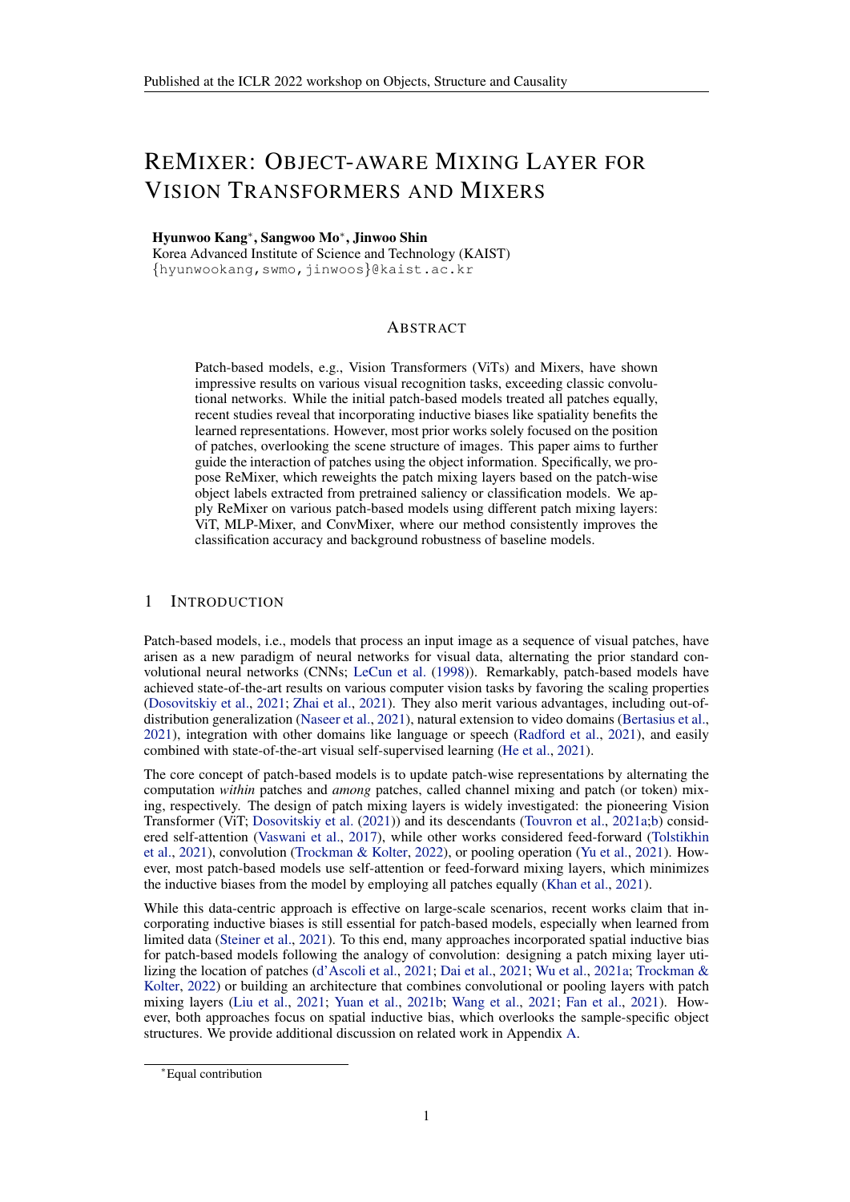# REMIXER: OBJECT-AWARE MIXING LAYER FOR VISION TRANSFORMERS AND MIXERS

**Hyunwoo Kang**[*], **Sangwoo Mo**[*], **Jinwoo Shin**
Korea Advanced Institute of Science and Technology (KAIST)
{hyunwookang,swmo,jinwoos}@kaist.ac.kr

## ABSTRACT

Patch-based models, e.g., Vision Transformers (ViTs) and Mixers, have shown impressive results on various visual recognition tasks, exceeding classic convolutional networks. While the initial patch-based models treated all patches equally, recent studies reveal that incorporating inductive biases like spatiality benefits the learned representations. However, most prior works solely focused on the position of patches, overlooking the scene structure of images. This paper aims to further guide the interaction of patches using the object information. Specifically, we propose ReMixer, which reweights the patch mixing layers based on the patch-wise object labels extracted from pretrained saliency or classification models. We apply ReMixer on various patch-based models using different patch mixing layers: ViT, MLP-Mixer, and ConvMixer, where our method consistently improves the classification accuracy and background robustness of baseline models.

## 1 INTRODUCTION

Patch-based models, i.e., models that process an input image as a sequence of visual patches, have arisen as a new paradigm of neural networks for visual data, alternating the prior standard convolutional neural networks (CNNs; LeCun et al. (1998)). Remarkably, patch-based models have achieved state-of-the-art results on various computer vision tasks by favoring the scaling properties (Dosovitskiy et al., 2021; Zhai et al., 2021). They also merit various advantages, including out-of-distribution generalization (Naseer et al., 2021), natural extension to video domains (Bertasius et al., 2021), integration with other domains like language or speech (Radford et al., 2021), and easily combined with state-of-the-art visual self-supervised learning (He et al., 2021).

The core concept of patch-based models is to update patch-wise representations by alternating the computation *within* patches and *among* patches, called channel mixing and patch (or token) mixing, respectively. The design of patch mixing layers is widely investigated: the pioneering Vision Transformer (ViT; Dosovitskiy et al. (2021)) and its descendants (Touvron et al., 2021a;b) considered self-attention (Vaswani et al., 2017), while other works considered feed-forward (Tolstikhin et al., 2021), convolution (Trockman & Kolter, 2022), or pooling operation (Yu et al., 2021). However, most patch-based models use self-attention or feed-forward mixing layers, which minimizes the inductive biases from the model by employing all patches equally (Khan et al., 2021).

While this data-centric approach is effective on large-scale scenarios, recent works claim that incorporating inductive biases is still essential for patch-based models, especially when learned from limited data (Steiner et al., 2021). To this end, many approaches incorporated spatial inductive bias for patch-based models following the analogy of convolution: designing a patch mixing layer utilizing the location of patches (d'Ascoli et al., 2021; Dai et al., 2021; Wu et al., 2021a; Trockman & Kolter, 2022) or building an architecture that combines convolutional or pooling layers with patch mixing layers (Liu et al., 2021; Yuan et al., 2021b; Wang et al., 2021; Fan et al., 2021). However, both approaches focus on spatial inductive bias, which overlooks the sample-specific object structures. We provide additional discussion on related work in Appendix A.

[*]Equal contribution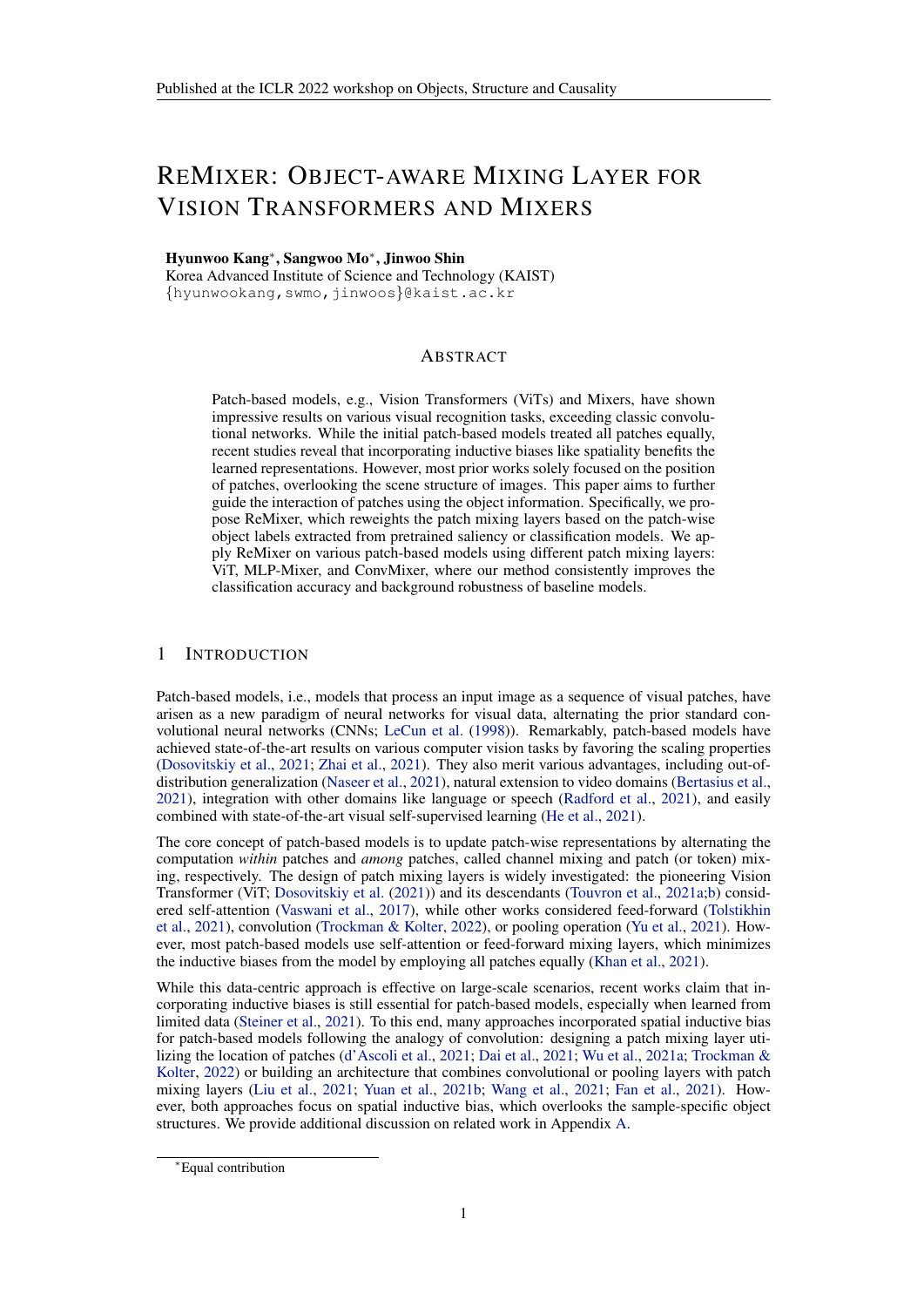# REMIXER: OBJECT-AWARE MIXING LAYER FOR VISION TRANSFORMERS AND MIXERS

**Hyunwoo Kang***, **Sangwoo Mo***, **Jinwoo Shin**
Korea Advanced Institute of Science and Technology (KAIST)
{hyunwookang,swmo,jinwoos}@kaist.ac.kr

## ABSTRACT

Patch-based models, e.g., Vision Transformers (ViTs) and Mixers, have shown impressive results on various visual recognition tasks, exceeding classic convolutional networks. While the initial patch-based models treated all patches equally, recent studies reveal that incorporating inductive biases like spatiality benefits the learned representations. However, most prior works solely focused on the position of patches, overlooking the scene structure of images. This paper aims to further guide the interaction of patches using the object information. Specifically, we propose ReMixer, which reweights the patch mixing layers based on the patch-wise object labels extracted from pretrained saliency or classification models. We apply ReMixer on various patch-based models using different patch mixing layers: ViT, MLP-Mixer, and ConvMixer, where our method consistently improves the classification accuracy and background robustness of baseline models.

## 1 INTRODUCTION

Patch-based models, i.e., models that process an input image as a sequence of visual patches, have arisen as a new paradigm of neural networks for visual data, alternating the prior standard convolutional neural networks (CNNs; LeCun et al. (1998)). Remarkably, patch-based models have achieved state-of-the-art results on various computer vision tasks by favoring the scaling properties (Dosovitskiy et al., 2021; Zhai et al., 2021). They also merit various advantages, including out-of-distribution generalization (Naseer et al., 2021), natural extension to video domains (Bertasius et al., 2021), integration with other domains like language or speech (Radford et al., 2021), and easily combined with state-of-the-art visual self-supervised learning (He et al., 2021).

The core concept of patch-based models is to update patch-wise representations by alternating the computation *within* patches and *among* patches, called channel mixing and patch (or token) mixing, respectively. The design of patch mixing layers is widely investigated: the pioneering Vision Transformer (ViT; Dosovitskiy et al. (2021)) and its descendants (Touvron et al., 2021a;b) considered self-attention (Vaswani et al., 2017), while other works considered feed-forward (Tolstikhin et al., 2021), convolution (Trockman & Kolter, 2022), or pooling operation (Yu et al., 2021). However, most patch-based models use self-attention or feed-forward mixing layers, which minimizes the inductive biases from the model by employing all patches equally (Khan et al., 2021).

While this data-centric approach is effective on large-scale scenarios, recent works claim that incorporating inductive biases is still essential for patch-based models, especially when learned from limited data (Steiner et al., 2021). To this end, many approaches incorporated spatial inductive bias for patch-based models following the analogy of convolution: designing a patch mixing layer utilizing the location of patches (d'Ascoli et al., 2021; Dai et al., 2021; Wu et al., 2021a; Trockman & Kolter, 2022) or building an architecture that combines convolutional or pooling layers with patch mixing layers (Liu et al., 2021; Yuan et al., 2021b; Wang et al., 2021; Fan et al., 2021). However, both approaches focus on spatial inductive bias, which overlooks the sample-specific object structures. We provide additional discussion on related work in Appendix A.

*Equal contribution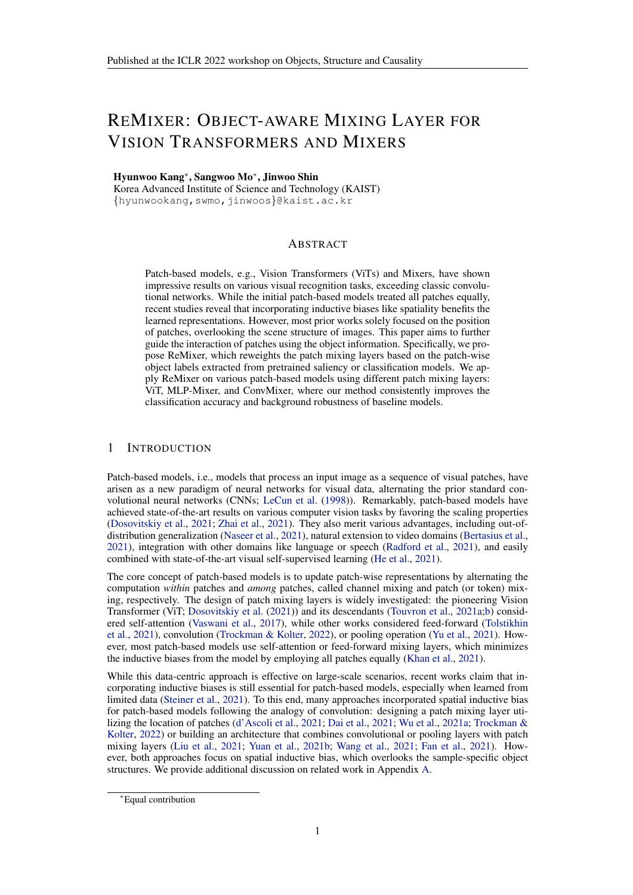# REMIXER: OBJECT-AWARE MIXING LAYER FOR VISION TRANSFORMERS AND MIXERS

**Hyunwoo Kang**[*], **Sangwoo Mo**[*], **Jinwoo Shin**
Korea Advanced Institute of Science and Technology (KAIST)
{hyunwookang,swmo,jinwoos}@kaist.ac.kr

## ABSTRACT

Patch-based models, e.g., Vision Transformers (ViTs) and Mixers, have shown impressive results on various visual recognition tasks, exceeding classic convolutional networks. While the initial patch-based models treated all patches equally, recent studies reveal that incorporating inductive biases like spatiality benefits the learned representations. However, most prior works solely focused on the position of patches, overlooking the scene structure of images. This paper aims to further guide the interaction of patches using the object information. Specifically, we propose ReMixer, which reweights the patch mixing layers based on the patch-wise object labels extracted from pretrained saliency or classification models. We apply ReMixer on various patch-based models using different patch mixing layers: ViT, MLP-Mixer, and ConvMixer, where our method consistently improves the classification accuracy and background robustness of baseline models.

## 1 INTRODUCTION

Patch-based models, i.e., models that process an input image as a sequence of visual patches, have arisen as a new paradigm of neural networks for visual data, alternating the prior standard convolutional neural networks (CNNs; LeCun et al. (1998)). Remarkably, patch-based models have achieved state-of-the-art results on various computer vision tasks by favoring the scaling properties (Dosovitskiy et al., 2021; Zhai et al., 2021). They also merit various advantages, including out-of-distribution generalization (Naseer et al., 2021), natural extension to video domains (Bertasius et al., 2021), integration with other domains like language or speech (Radford et al., 2021), and easily combined with state-of-the-art visual self-supervised learning (He et al., 2021).

The core concept of patch-based models is to update patch-wise representations by alternating the computation *within* patches and *among* patches, called channel mixing and patch (or token) mixing, respectively. The design of patch mixing layers is widely investigated: the pioneering Vision Transformer (ViT; Dosovitskiy et al. (2021)) and its descendants (Touvron et al., 2021a;b) considered self-attention (Vaswani et al., 2017), while other works considered feed-forward (Tolstikhin et al., 2021), convolution (Trockman & Kolter, 2022), or pooling operation (Yu et al., 2021). However, most patch-based models use self-attention or feed-forward mixing layers, which minimizes the inductive biases from the model by employing all patches equally (Khan et al., 2021).

While this data-centric approach is effective on large-scale scenarios, recent works claim that incorporating inductive biases is still essential for patch-based models, especially when learned from limited data (Steiner et al., 2021). To this end, many approaches incorporated spatial inductive bias for patch-based models following the analogy of convolution: designing a patch mixing layer utilizing the location of patches (d'Ascoli et al., 2021; Dai et al., 2021; Wu et al., 2021a; Trockman & Kolter, 2022) or building an architecture that combines convolutional or pooling layers with patch mixing layers (Liu et al., 2021; Yuan et al., 2021b; Wang et al., 2021; Fan et al., 2021). However, both approaches focus on spatial inductive bias, which overlooks the sample-specific object structures. We provide additional discussion on related work in Appendix A.

[*]Equal contribution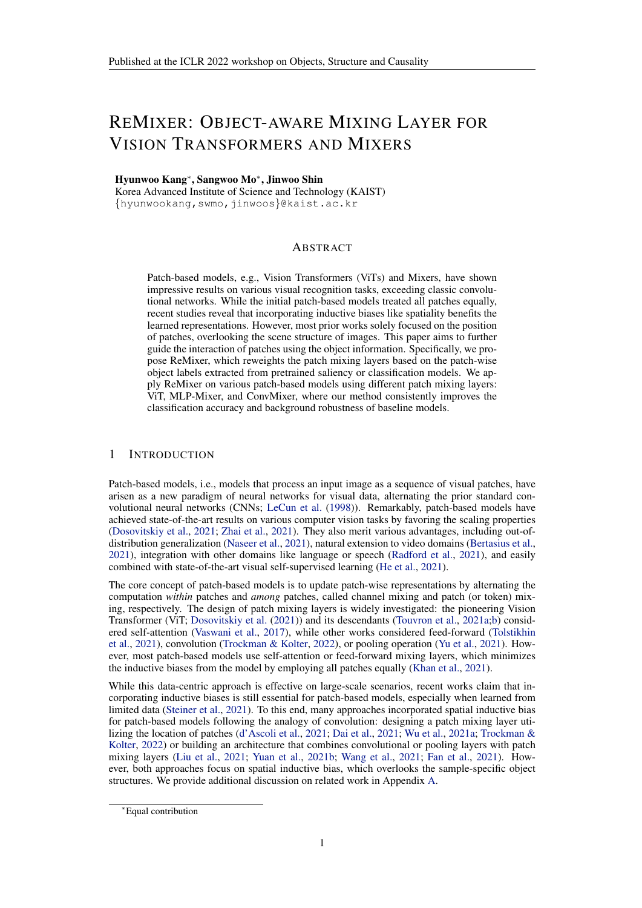# REMIXER: OBJECT-AWARE MIXING LAYER FOR VISION TRANSFORMERS AND MIXERS

**Hyunwoo Kang***, **Sangwoo Mo***, **Jinwoo Shin**
Korea Advanced Institute of Science and Technology (KAIST)
{hyunwookang,swmo,jinwoos}@kaist.ac.kr

## ABSTRACT

Patch-based models, e.g., Vision Transformers (ViTs) and Mixers, have shown impressive results on various visual recognition tasks, exceeding classic convolutional networks. While the initial patch-based models treated all patches equally, recent studies reveal that incorporating inductive biases like spatiality benefits the learned representations. However, most prior works solely focused on the position of patches, overlooking the scene structure of images. This paper aims to further guide the interaction of patches using the object information. Specifically, we propose ReMixer, which reweights the patch mixing layers based on the patch-wise object labels extracted from pretrained saliency or classification models. We apply ReMixer on various patch-based models using different patch mixing layers: ViT, MLP-Mixer, and ConvMixer, where our method consistently improves the classification accuracy and background robustness of baseline models.

## 1 INTRODUCTION

Patch-based models, i.e., models that process an input image as a sequence of visual patches, have arisen as a new paradigm of neural networks for visual data, alternating the prior standard convolutional neural networks (CNNs; LeCun et al. (1998)). Remarkably, patch-based models have achieved state-of-the-art results on various computer vision tasks by favoring the scaling properties (Dosovitskiy et al., 2021; Zhai et al., 2021). They also merit various advantages, including out-of-distribution generalization (Naseer et al., 2021), natural extension to video domains (Bertasius et al., 2021), integration with other domains like language or speech (Radford et al., 2021), and easily combined with state-of-the-art visual self-supervised learning (He et al., 2021).

The core concept of patch-based models is to update patch-wise representations by alternating the computation *within* patches and *among* patches, called channel mixing and patch (or token) mixing, respectively. The design of patch mixing layers is widely investigated: the pioneering Vision Transformer (ViT; Dosovitskiy et al. (2021)) and its descendants (Touvron et al., 2021a;b) considered self-attention (Vaswani et al., 2017), while other works considered feed-forward (Tolstikhin et al., 2021), convolution (Trockman & Kolter, 2022), or pooling operation (Yu et al., 2021). However, most patch-based models use self-attention or feed-forward mixing layers, which minimizes the inductive biases from the model by employing all patches equally (Khan et al., 2021).

While this data-centric approach is effective on large-scale scenarios, recent works claim that incorporating inductive biases is still essential for patch-based models, especially when learned from limited data (Steiner et al., 2021). To this end, many approaches incorporated spatial inductive bias for patch-based models following the analogy of convolution: designing a patch mixing layer utilizing the location of patches (d'Ascoli et al., 2021; Dai et al., 2021; Wu et al., 2021a; Trockman & Kolter, 2022) or building an architecture that combines convolutional or pooling layers with patch mixing layers (Liu et al., 2021; Yuan et al., 2021b; Wang et al., 2021; Fan et al., 2021). However, both approaches focus on spatial inductive bias, which overlooks the sample-specific object structures. We provide additional discussion on related work in Appendix A.

*Equal contribution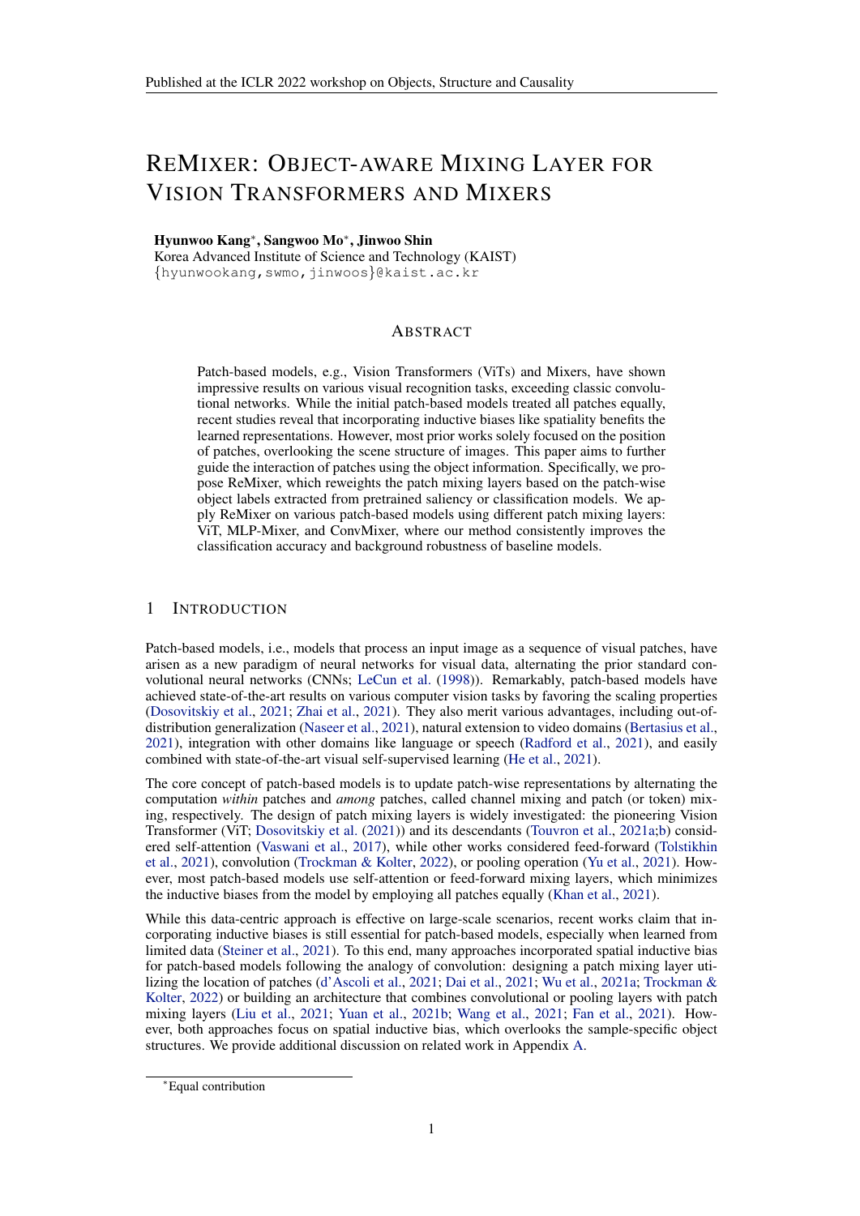# REMIXER: OBJECT-AWARE MIXING LAYER FOR VISION TRANSFORMERS AND MIXERS

**Hyunwoo Kang***, **Sangwoo Mo***, **Jinwoo Shin**
Korea Advanced Institute of Science and Technology (KAIST)
{hyunwookang,swmo,jinwoos}@kaist.ac.kr

## ABSTRACT

Patch-based models, e.g., Vision Transformers (ViTs) and Mixers, have shown impressive results on various visual recognition tasks, exceeding classic convolutional networks. While the initial patch-based models treated all patches equally, recent studies reveal that incorporating inductive biases like spatiality benefits the learned representations. However, most prior works solely focused on the position of patches, overlooking the scene structure of images. This paper aims to further guide the interaction of patches using the object information. Specifically, we propose ReMixer, which reweights the patch mixing layers based on the patch-wise object labels extracted from pretrained saliency or classification models. We apply ReMixer on various patch-based models using different patch mixing layers: ViT, MLP-Mixer, and ConvMixer, where our method consistently improves the classification accuracy and background robustness of baseline models.

## 1 INTRODUCTION

Patch-based models, i.e., models that process an input image as a sequence of visual patches, have arisen as a new paradigm of neural networks for visual data, alternating the prior standard convolutional neural networks (CNNs; LeCun et al. (1998)). Remarkably, patch-based models have achieved state-of-the-art results on various computer vision tasks by favoring the scaling properties (Dosovitskiy et al., 2021; Zhai et al., 2021). They also merit various advantages, including out-of-distribution generalization (Naseer et al., 2021), natural extension to video domains (Bertasius et al., 2021), integration with other domains like language or speech (Radford et al., 2021), and easily combined with state-of-the-art visual self-supervised learning (He et al., 2021).

The core concept of patch-based models is to update patch-wise representations by alternating the computation *within* patches and *among* patches, called channel mixing and patch (or token) mixing, respectively. The design of patch mixing layers is widely investigated: the pioneering Vision Transformer (ViT; Dosovitskiy et al. (2021)) and its descendants (Touvron et al., 2021a;b) considered self-attention (Vaswani et al., 2017), while other works considered feed-forward (Tolstikhin et al., 2021), convolution (Trockman & Kolter, 2022), or pooling operation (Yu et al., 2021). However, most patch-based models use self-attention or feed-forward mixing layers, which minimizes the inductive biases from the model by employing all patches equally (Khan et al., 2021).

While this data-centric approach is effective on large-scale scenarios, recent works claim that incorporating inductive biases is still essential for patch-based models, especially when learned from limited data (Steiner et al., 2021). To this end, many approaches incorporated spatial inductive bias for patch-based models following the analogy of convolution: designing a patch mixing layer utilizing the location of patches (d'Ascoli et al., 2021; Dai et al., 2021; Wu et al., 2021a; Trockman & Kolter, 2022) or building an architecture that combines convolutional or pooling layers with patch mixing layers (Liu et al., 2021; Yuan et al., 2021b; Wang et al., 2021; Fan et al., 2021). However, both approaches focus on spatial inductive bias, which overlooks the sample-specific object structures. We provide additional discussion on related work in Appendix A.

*Equal contribution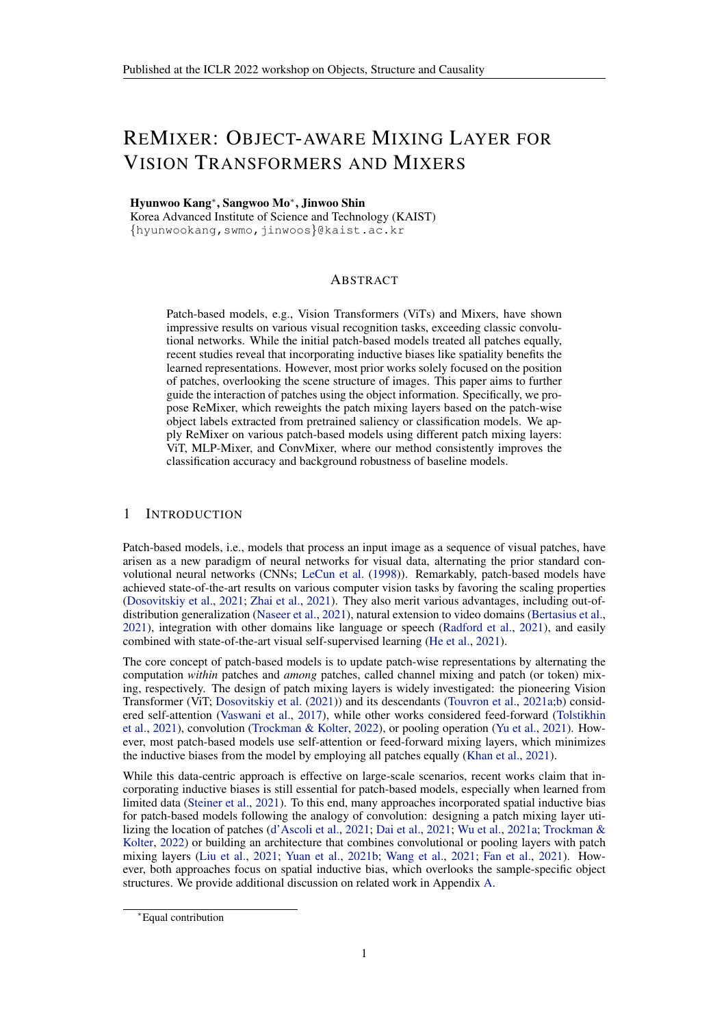# ReMixer: Object-aware Mixing Layer for Vision Transformers and Mixers

**Hyunwoo Kang***, **Sangwoo Mo***, **Jinwoo Shin**
Korea Advanced Institute of Science and Technology (KAIST)
{hyunwookang,swmo,jinwoos}@kaist.ac.kr

## Abstract

Patch-based models, e.g., Vision Transformers (ViTs) and Mixers, have shown impressive results on various visual recognition tasks, exceeding classic convolutional networks. While the initial patch-based models treated all patches equally, recent studies reveal that incorporating inductive biases like spatiality benefits the learned representations. However, most prior works solely focused on the position of patches, overlooking the scene structure of images. This paper aims to further guide the interaction of patches using the object information. Specifically, we propose ReMixer, which reweights the patch mixing layers based on the patch-wise object labels extracted from pretrained saliency or classification models. We apply ReMixer on various patch-based models using different patch mixing layers: ViT, MLP-Mixer, and ConvMixer, where our method consistently improves the classification accuracy and background robustness of baseline models.

## 1 Introduction

Patch-based models, i.e., models that process an input image as a sequence of visual patches, have arisen as a new paradigm of neural networks for visual data, alternating the prior standard convolutional neural networks (CNNs; LeCun et al. (1998)). Remarkably, patch-based models have achieved state-of-the-art results on various computer vision tasks by favoring the scaling properties (Dosovitskiy et al., 2021; Zhai et al., 2021). They also merit various advantages, including out-of-distribution generalization (Naseer et al., 2021), natural extension to video domains (Bertasius et al., 2021), integration with other domains like language or speech (Radford et al., 2021), and easily combined with state-of-the-art visual self-supervised learning (He et al., 2021).

The core concept of patch-based models is to update patch-wise representations by alternating the computation *within* patches and *among* patches, called channel mixing and patch (or token) mixing, respectively. The design of patch mixing layers is widely investigated: the pioneering Vision Transformer (ViT; Dosovitskiy et al. (2021)) and its descendants (Touvron et al., 2021a;b) considered self-attention (Vaswani et al., 2017), while other works considered feed-forward (Tolstikhin et al., 2021), convolution (Trockman & Kolter, 2022), or pooling operation (Yu et al., 2021). However, most patch-based models use self-attention or feed-forward mixing layers, which minimizes the inductive biases from the model by employing all patches equally (Khan et al., 2021).

While this data-centric approach is effective on large-scale scenarios, recent works claim that incorporating inductive biases is still essential for patch-based models, especially when learned from limited data (Steiner et al., 2021). To this end, many approaches incorporated spatial inductive bias for patch-based models following the analogy of convolution: designing a patch mixing layer utilizing the location of patches (d'Ascoli et al., 2021; Dai et al., 2021; Wu et al., 2021a; Trockman & Kolter, 2022) or building an architecture that combines convolutional or pooling layers with patch mixing layers (Liu et al., 2021; Yuan et al., 2021b; Wang et al., 2021; Fan et al., 2021). However, both approaches focus on spatial inductive bias, which overlooks the sample-specific object structures. We provide additional discussion on related work in Appendix A.

*Equal contribution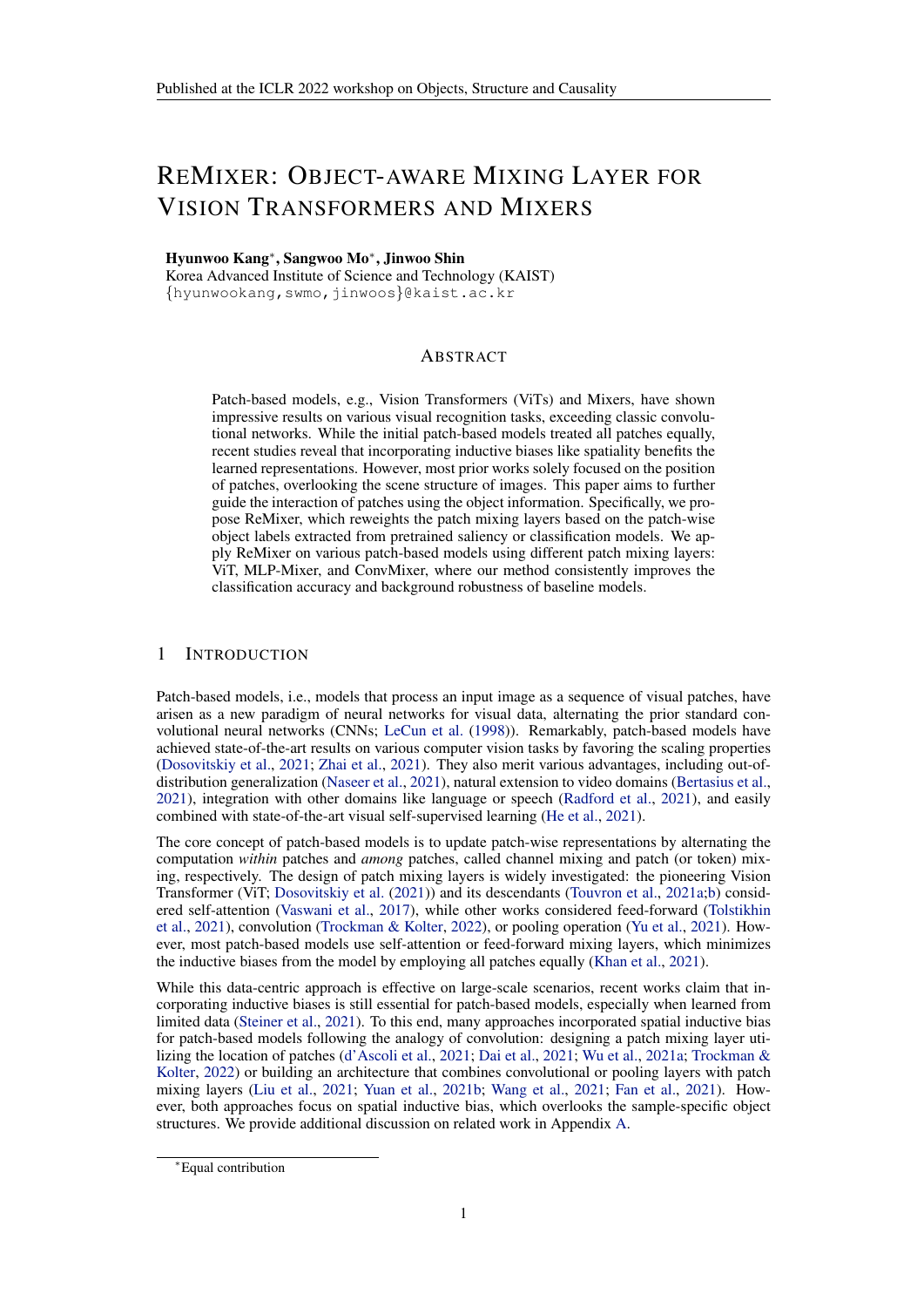# REMIXER: OBJECT-AWARE MIXING LAYER FOR VISION TRANSFORMERS AND MIXERS

**Hyunwoo Kang***, **Sangwoo Mo***, **Jinwoo Shin**
Korea Advanced Institute of Science and Technology (KAIST)
{hyunwookang,swmo,jinwoos}@kaist.ac.kr

## ABSTRACT

Patch-based models, e.g., Vision Transformers (ViTs) and Mixers, have shown impressive results on various visual recognition tasks, exceeding classic convolutional networks. While the initial patch-based models treated all patches equally, recent studies reveal that incorporating inductive biases like spatiality benefits the learned representations. However, most prior works solely focused on the position of patches, overlooking the scene structure of images. This paper aims to further guide the interaction of patches using the object information. Specifically, we propose ReMixer, which reweights the patch mixing layers based on the patch-wise object labels extracted from pretrained saliency or classification models. We apply ReMixer on various patch-based models using different patch mixing layers: ViT, MLP-Mixer, and ConvMixer, where our method consistently improves the classification accuracy and background robustness of baseline models.

## 1 INTRODUCTION

Patch-based models, i.e., models that process an input image as a sequence of visual patches, have arisen as a new paradigm of neural networks for visual data, alternating the prior standard convolutional neural networks (CNNs; LeCun et al. (1998)). Remarkably, patch-based models have achieved state-of-the-art results on various computer vision tasks by favoring the scaling properties (Dosovitskiy et al., 2021; Zhai et al., 2021). They also merit various advantages, including out-of-distribution generalization (Naseer et al., 2021), natural extension to video domains (Bertasius et al., 2021), integration with other domains like language or speech (Radford et al., 2021), and easily combined with state-of-the-art visual self-supervised learning (He et al., 2021).

The core concept of patch-based models is to update patch-wise representations by alternating the computation *within* patches and *among* patches, called channel mixing and patch (or token) mixing, respectively. The design of patch mixing layers is widely investigated: the pioneering Vision Transformer (ViT; Dosovitskiy et al. (2021)) and its descendants (Touvron et al., 2021a;b) considered self-attention (Vaswani et al., 2017), while other works considered feed-forward (Tolstikhin et al., 2021), convolution (Trockman & Kolter, 2022), or pooling operation (Yu et al., 2021). However, most patch-based models use self-attention or feed-forward mixing layers, which minimizes the inductive biases from the model by employing all patches equally (Khan et al., 2021).

While this data-centric approach is effective on large-scale scenarios, recent works claim that incorporating inductive biases is still essential for patch-based models, especially when learned from limited data (Steiner et al., 2021). To this end, many approaches incorporated spatial inductive bias for patch-based models following the analogy of convolution: designing a patch mixing layer utilizing the location of patches (d'Ascoli et al., 2021; Dai et al., 2021; Wu et al., 2021a; Trockman & Kolter, 2022) or building an architecture that combines convolutional or pooling layers with patch mixing layers (Liu et al., 2021; Yuan et al., 2021b; Wang et al., 2021; Fan et al., 2021). However, both approaches focus on spatial inductive bias, which overlooks the sample-specific object structures. We provide additional discussion on related work in Appendix A.

*Equal contribution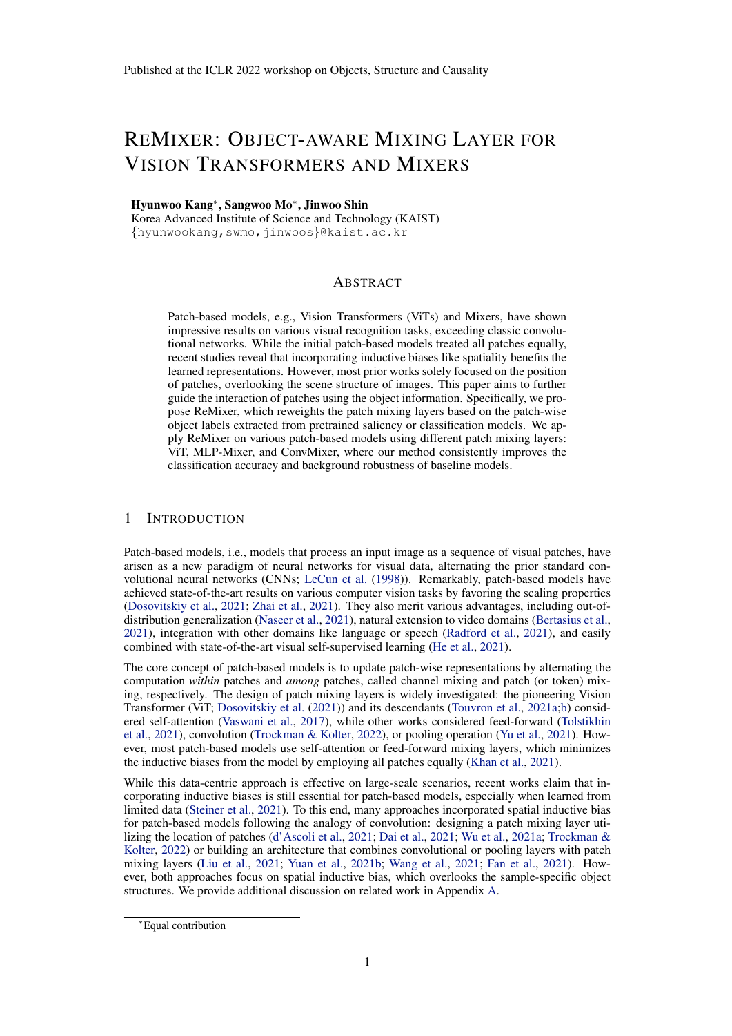# REMIXER: OBJECT-AWARE MIXING LAYER FOR VISION TRANSFORMERS AND MIXERS

**Hyunwoo Kang***, **Sangwoo Mo***, **Jinwoo Shin**
Korea Advanced Institute of Science and Technology (KAIST)
{hyunwookang,swmo,jinwoos}@kaist.ac.kr

## ABSTRACT

Patch-based models, e.g., Vision Transformers (ViTs) and Mixers, have shown impressive results on various visual recognition tasks, exceeding classic convolutional networks. While the initial patch-based models treated all patches equally, recent studies reveal that incorporating inductive biases like spatiality benefits the learned representations. However, most prior works solely focused on the position of patches, overlooking the scene structure of images. This paper aims to further guide the interaction of patches using the object information. Specifically, we propose ReMixer, which reweights the patch mixing layers based on the patch-wise object labels extracted from pretrained saliency or classification models. We apply ReMixer on various patch-based models using different patch mixing layers: ViT, MLP-Mixer, and ConvMixer, where our method consistently improves the classification accuracy and background robustness of baseline models.

## 1 INTRODUCTION

Patch-based models, i.e., models that process an input image as a sequence of visual patches, have arisen as a new paradigm of neural networks for visual data, alternating the prior standard convolutional neural networks (CNNs; LeCun et al. (1998)). Remarkably, patch-based models have achieved state-of-the-art results on various computer vision tasks by favoring the scaling properties (Dosovitskiy et al., 2021; Zhai et al., 2021). They also merit various advantages, including out-of-distribution generalization (Naseer et al., 2021), natural extension to video domains (Bertasius et al., 2021), integration with other domains like language or speech (Radford et al., 2021), and easily combined with state-of-the-art visual self-supervised learning (He et al., 2021).

The core concept of patch-based models is to update patch-wise representations by alternating the computation *within* patches and *among* patches, called channel mixing and patch (or token) mixing, respectively. The design of patch mixing layers is widely investigated: the pioneering Vision Transformer (ViT; Dosovitskiy et al. (2021)) and its descendants (Touvron et al., 2021a;b) considered self-attention (Vaswani et al., 2017), while other works considered feed-forward (Tolstikhin et al., 2021), convolution (Trockman & Kolter, 2022), or pooling operation (Yu et al., 2021). However, most patch-based models use self-attention or feed-forward mixing layers, which minimizes the inductive biases from the model by employing all patches equally (Khan et al., 2021).

While this data-centric approach is effective on large-scale scenarios, recent works claim that incorporating inductive biases is still essential for patch-based models, especially when learned from limited data (Steiner et al., 2021). To this end, many approaches incorporated spatial inductive bias for patch-based models following the analogy of convolution: designing a patch mixing layer utilizing the location of patches (d'Ascoli et al., 2021; Dai et al., 2021; Wu et al., 2021a; Trockman & Kolter, 2022) or building an architecture that combines convolutional or pooling layers with patch mixing layers (Liu et al., 2021; Yuan et al., 2021b; Wang et al., 2021; Fan et al., 2021). However, both approaches focus on spatial inductive bias, which overlooks the sample-specific object structures. We provide additional discussion on related work in Appendix A.

*Equal contribution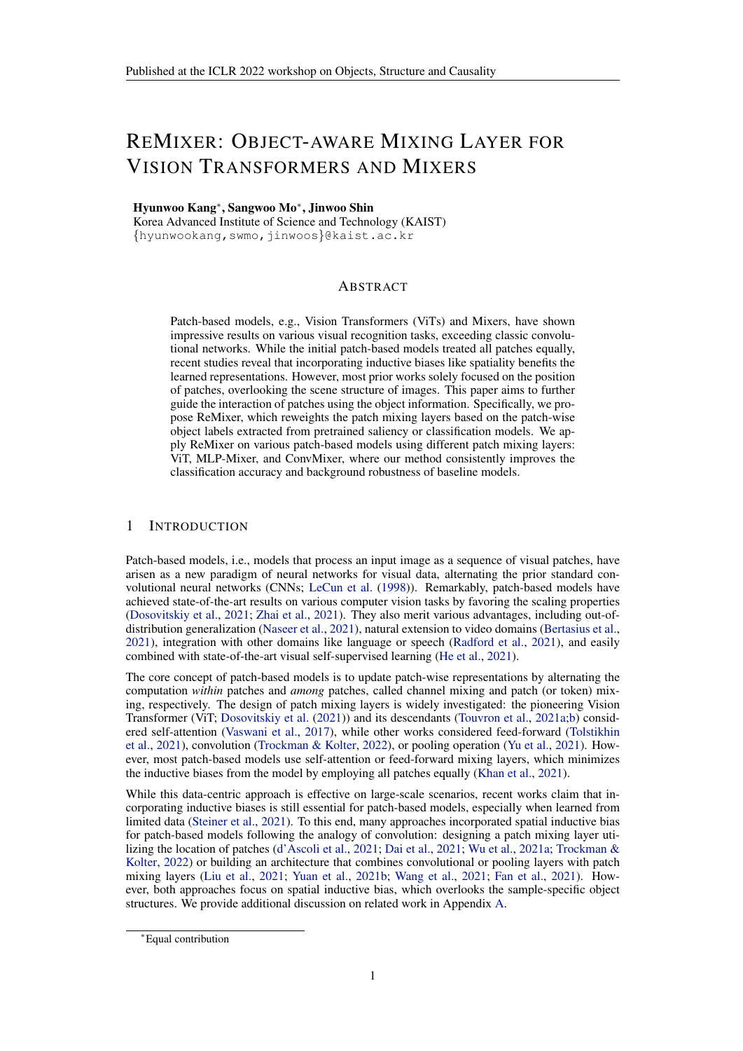# REMIXER: OBJECT-AWARE MIXING LAYER FOR VISION TRANSFORMERS AND MIXERS

**Hyunwoo Kang***, **Sangwoo Mo***, **Jinwoo Shin**
Korea Advanced Institute of Science and Technology (KAIST)
{hyunwookang,swmo,jinwoos}@kaist.ac.kr

## ABSTRACT

Patch-based models, e.g., Vision Transformers (ViTs) and Mixers, have shown impressive results on various visual recognition tasks, exceeding classic convolutional networks. While the initial patch-based models treated all patches equally, recent studies reveal that incorporating inductive biases like spatiality benefits the learned representations. However, most prior works solely focused on the position of patches, overlooking the scene structure of images. This paper aims to further guide the interaction of patches using the object information. Specifically, we propose ReMixer, which reweights the patch mixing layers based on the patch-wise object labels extracted from pretrained saliency or classification models. We apply ReMixer on various patch-based models using different patch mixing layers: ViT, MLP-Mixer, and ConvMixer, where our method consistently improves the classification accuracy and background robustness of baseline models.

## 1 INTRODUCTION

Patch-based models, i.e., models that process an input image as a sequence of visual patches, have arisen as a new paradigm of neural networks for visual data, alternating the prior standard convolutional neural networks (CNNs; LeCun et al. (1998)). Remarkably, patch-based models have achieved state-of-the-art results on various computer vision tasks by favoring the scaling properties (Dosovitskiy et al., 2021; Zhai et al., 2021). They also merit various advantages, including out-of-distribution generalization (Naseer et al., 2021), natural extension to video domains (Bertasius et al., 2021), integration with other domains like language or speech (Radford et al., 2021), and easily combined with state-of-the-art visual self-supervised learning (He et al., 2021).

The core concept of patch-based models is to update patch-wise representations by alternating the computation *within* patches and *among* patches, called channel mixing and patch (or token) mixing, respectively. The design of patch mixing layers is widely investigated: the pioneering Vision Transformer (ViT; Dosovitskiy et al. (2021)) and its descendants (Touvron et al., 2021a;b) considered self-attention (Vaswani et al., 2017), while other works considered feed-forward (Tolstikhin et al., 2021), convolution (Trockman & Kolter, 2022), or pooling operation (Yu et al., 2021). However, most patch-based models use self-attention or feed-forward mixing layers, which minimizes the inductive biases from the model by employing all patches equally (Khan et al., 2021).

While this data-centric approach is effective on large-scale scenarios, recent works claim that incorporating inductive biases is still essential for patch-based models, especially when learned from limited data (Steiner et al., 2021). To this end, many approaches incorporated spatial inductive bias for patch-based models following the analogy of convolution: designing a patch mixing layer utilizing the location of patches (d'Ascoli et al., 2021; Dai et al., 2021; Wu et al., 2021a; Trockman & Kolter, 2022) or building an architecture that combines convolutional or pooling layers with patch mixing layers (Liu et al., 2021; Yuan et al., 2021b; Wang et al., 2021; Fan et al., 2021). However, both approaches focus on spatial inductive bias, which overlooks the sample-specific object structures. We provide additional discussion on related work in Appendix A.

*Equal contribution